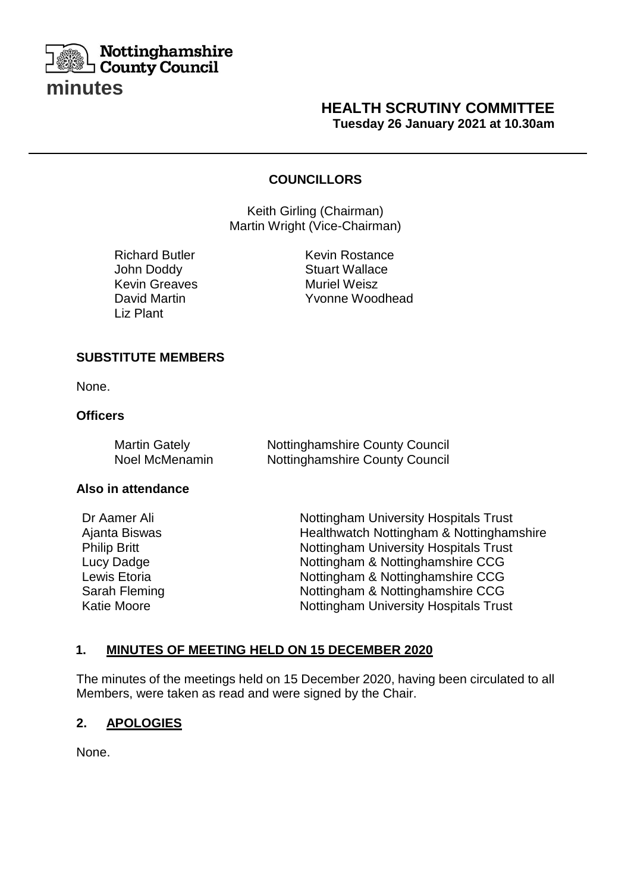Nottinghamshire County Council

# minutes

## HEALTH SCRUTINY COMMITTEE
**Tuesday 26 January 2021 at 10.30am**

---

### COUNCILLORS

Keith Girling (Chairman)
Martin Wright (Vice-Chairman)

Richard Butler
John Doddy
Kevin Greaves
David Martin
Liz Plant
Kevin Rostance
Stuart Wallace
Muriel Weisz
Yvonne Woodhead

### SUBSTITUTE MEMBERS

None.

### Officers

| | |
|---|---|
| Martin Gately | Nottinghamshire County Council |
| Noel McMenamin | Nottinghamshire County Council |

### Also in attendance

| | |
|---|---|
| Dr Aamer Ali | Nottingham University Hospitals Trust |
| Ajanta Biswas | Healthwatch Nottingham & Nottinghamshire |
| Philip Britt | Nottingham University Hospitals Trust |
| Lucy Dadge | Nottingham & Nottinghamshire CCG |
| Lewis Etoria | Nottingham & Nottinghamshire CCG |
| Sarah Fleming | Nottingham & Nottinghamshire CCG |
| Katie Moore | Nottingham University Hospitals Trust |

### 1. MINUTES OF MEETING HELD ON 15 DECEMBER 2020

The minutes of the meetings held on 15 December 2020, having been circulated to all Members, were taken as read and were signed by the Chair.

### 2. APOLOGIES

None.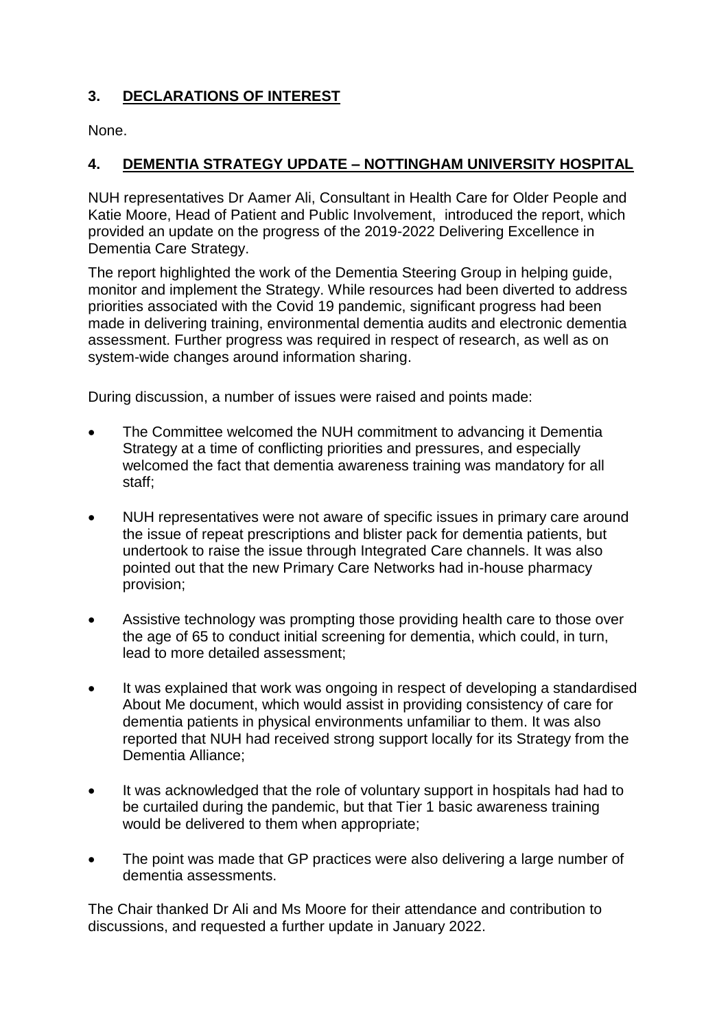## 3. DECLARATIONS OF INTEREST

None.

## 4. DEMENTIA STRATEGY UPDATE – NOTTINGHAM UNIVERSITY HOSPITAL

NUH representatives Dr Aamer Ali, Consultant in Health Care for Older People and Katie Moore, Head of Patient and Public Involvement, introduced the report, which provided an update on the progress of the 2019-2022 Delivering Excellence in Dementia Care Strategy.

The report highlighted the work of the Dementia Steering Group in helping guide, monitor and implement the Strategy. While resources had been diverted to address priorities associated with the Covid 19 pandemic, significant progress had been made in delivering training, environmental dementia audits and electronic dementia assessment. Further progress was required in respect of research, as well as on system-wide changes around information sharing.

During discussion, a number of issues were raised and points made:

- The Committee welcomed the NUH commitment to advancing it Dementia Strategy at a time of conflicting priorities and pressures, and especially welcomed the fact that dementia awareness training was mandatory for all staff;
- NUH representatives were not aware of specific issues in primary care around the issue of repeat prescriptions and blister pack for dementia patients, but undertook to raise the issue through Integrated Care channels. It was also pointed out that the new Primary Care Networks had in-house pharmacy provision;
- Assistive technology was prompting those providing health care to those over the age of 65 to conduct initial screening for dementia, which could, in turn, lead to more detailed assessment;
- It was explained that work was ongoing in respect of developing a standardised About Me document, which would assist in providing consistency of care for dementia patients in physical environments unfamiliar to them. It was also reported that NUH had received strong support locally for its Strategy from the Dementia Alliance;
- It was acknowledged that the role of voluntary support in hospitals had had to be curtailed during the pandemic, but that Tier 1 basic awareness training would be delivered to them when appropriate;
- The point was made that GP practices were also delivering a large number of dementia assessments.

The Chair thanked Dr Ali and Ms Moore for their attendance and contribution to discussions, and requested a further update in January 2022.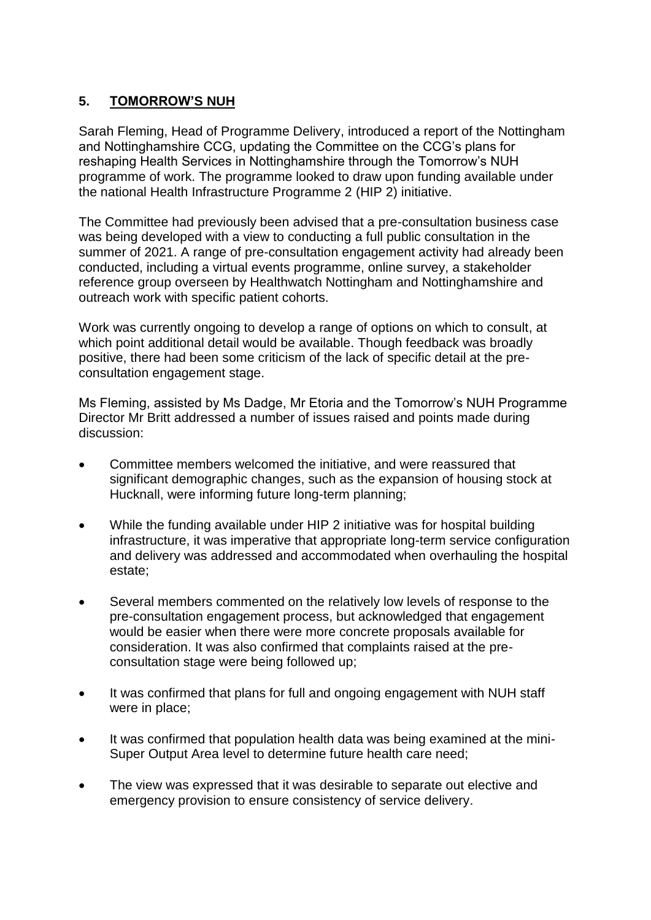## 5. TOMORROW'S NUH

Sarah Fleming, Head of Programme Delivery, introduced a report of the Nottingham and Nottinghamshire CCG, updating the Committee on the CCG's plans for reshaping Health Services in Nottinghamshire through the Tomorrow's NUH programme of work. The programme looked to draw upon funding available under the national Health Infrastructure Programme 2 (HIP 2) initiative.

The Committee had previously been advised that a pre-consultation business case was being developed with a view to conducting a full public consultation in the summer of 2021. A range of pre-consultation engagement activity had already been conducted, including a virtual events programme, online survey, a stakeholder reference group overseen by Healthwatch Nottingham and Nottinghamshire and outreach work with specific patient cohorts.

Work was currently ongoing to develop a range of options on which to consult, at which point additional detail would be available. Though feedback was broadly positive, there had been some criticism of the lack of specific detail at the pre-consultation engagement stage.

Ms Fleming, assisted by Ms Dadge, Mr Etoria and the Tomorrow's NUH Programme Director Mr Britt addressed a number of issues raised and points made during discussion:

- Committee members welcomed the initiative, and were reassured that significant demographic changes, such as the expansion of housing stock at Hucknall, were informing future long-term planning;
- While the funding available under HIP 2 initiative was for hospital building infrastructure, it was imperative that appropriate long-term service configuration and delivery was addressed and accommodated when overhauling the hospital estate;
- Several members commented on the relatively low levels of response to the pre-consultation engagement process, but acknowledged that engagement would be easier when there were more concrete proposals available for consideration. It was also confirmed that complaints raised at the pre-consultation stage were being followed up;
- It was confirmed that plans for full and ongoing engagement with NUH staff were in place;
- It was confirmed that population health data was being examined at the mini-Super Output Area level to determine future health care need;
- The view was expressed that it was desirable to separate out elective and emergency provision to ensure consistency of service delivery.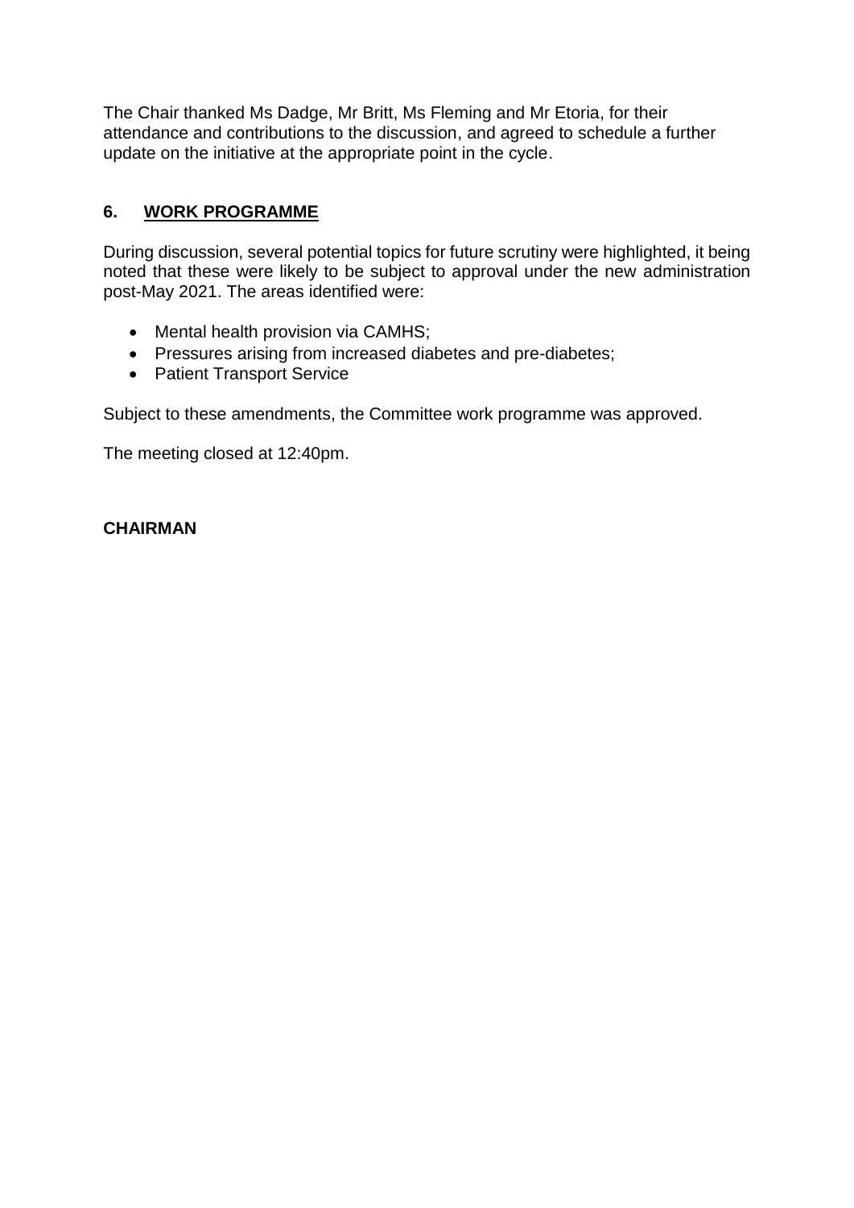The Chair thanked Ms Dadge, Mr Britt, Ms Fleming and Mr Etoria, for their attendance and contributions to the discussion, and agreed to schedule a further update on the initiative at the appropriate point in the cycle.

## 6. WORK PROGRAMME

During discussion, several potential topics for future scrutiny were highlighted, it being noted that these were likely to be subject to approval under the new administration post-May 2021. The areas identified were:

- Mental health provision via CAMHS;
- Pressures arising from increased diabetes and pre-diabetes;
- Patient Transport Service

Subject to these amendments, the Committee work programme was approved.

The meeting closed at 12:40pm.

**CHAIRMAN**